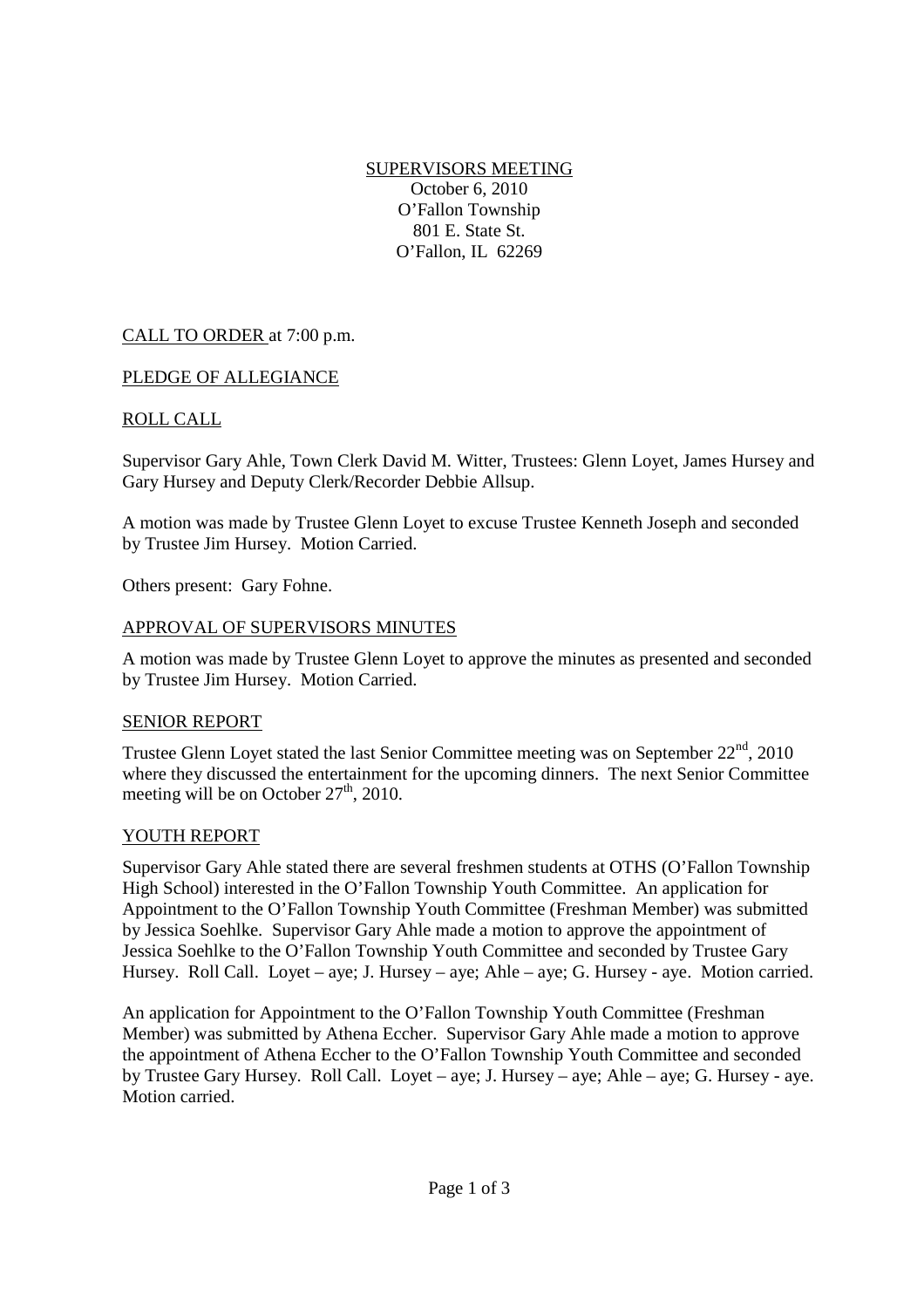# SUPERVISORS MEETING

October 6, 2010
O'Fallon Township
801 E. State St.
O'Fallon, IL 62269

## CALL TO ORDER at 7:00 p.m.

## PLEDGE OF ALLEGIANCE

## ROLL CALL

Supervisor Gary Ahle, Town Clerk David M. Witter, Trustees: Glenn Loyet, James Hursey and Gary Hursey and Deputy Clerk/Recorder Debbie Allsup.

A motion was made by Trustee Glenn Loyet to excuse Trustee Kenneth Joseph and seconded by Trustee Jim Hursey. Motion Carried.

Others present: Gary Fohne.

## APPROVAL OF SUPERVISORS MINUTES

A motion was made by Trustee Glenn Loyet to approve the minutes as presented and seconded by Trustee Jim Hursey. Motion Carried.

## SENIOR REPORT

Trustee Glenn Loyet stated the last Senior Committee meeting was on September 22nd, 2010 where they discussed the entertainment for the upcoming dinners. The next Senior Committee meeting will be on October 27th, 2010.

## YOUTH REPORT

Supervisor Gary Ahle stated there are several freshmen students at OTHS (O'Fallon Township High School) interested in the O'Fallon Township Youth Committee. An application for Appointment to the O'Fallon Township Youth Committee (Freshman Member) was submitted by Jessica Soehlke. Supervisor Gary Ahle made a motion to approve the appointment of Jessica Soehlke to the O'Fallon Township Youth Committee and seconded by Trustee Gary Hursey. Roll Call. Loyet – aye; J. Hursey – aye; Ahle – aye; G. Hursey - aye. Motion carried.

An application for Appointment to the O'Fallon Township Youth Committee (Freshman Member) was submitted by Athena Eccher. Supervisor Gary Ahle made a motion to approve the appointment of Athena Eccher to the O'Fallon Township Youth Committee and seconded by Trustee Gary Hursey. Roll Call. Loyet – aye; J. Hursey – aye; Ahle – aye; G. Hursey - aye. Motion carried.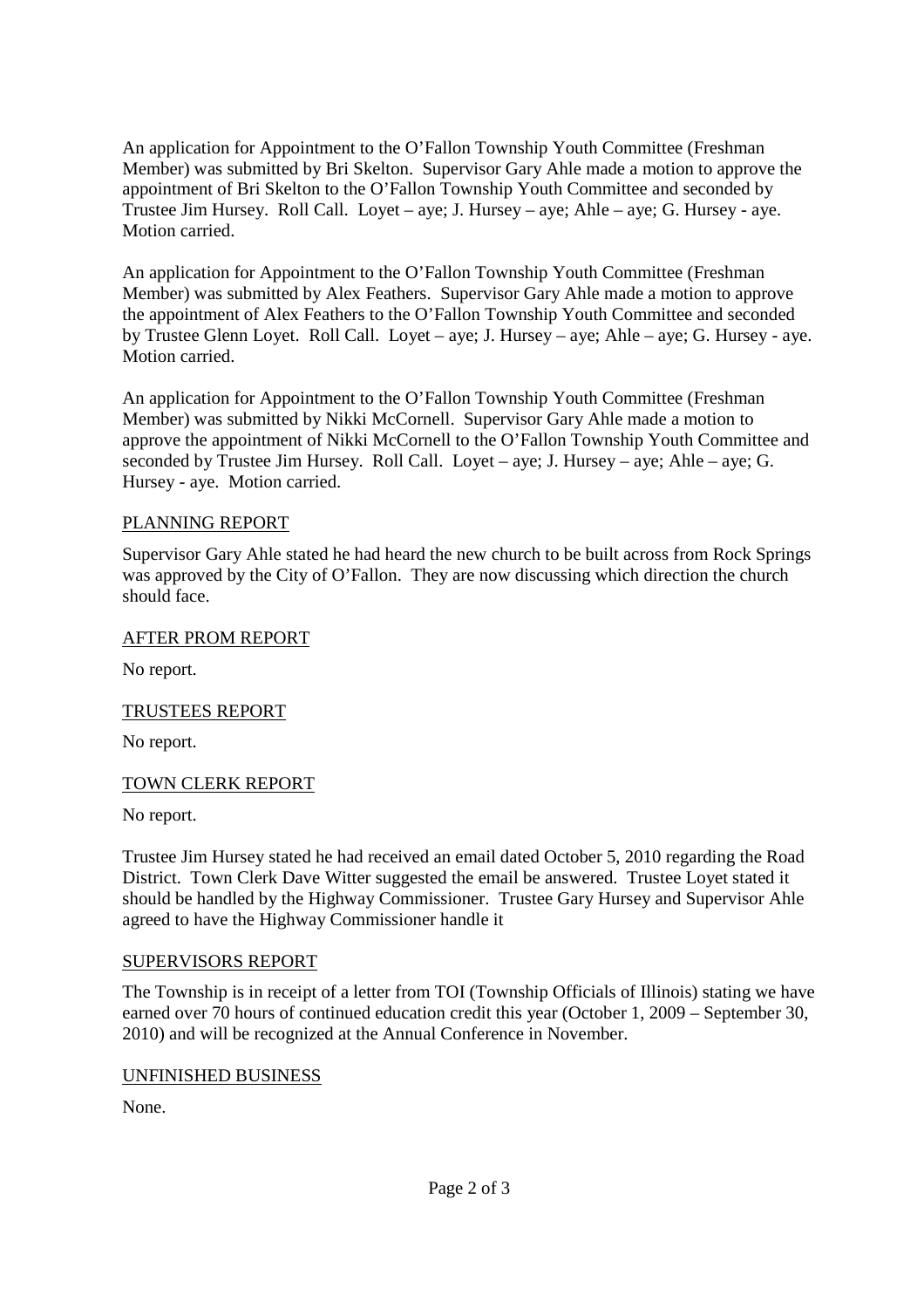An application for Appointment to the O'Fallon Township Youth Committee (Freshman Member) was submitted by Bri Skelton. Supervisor Gary Ahle made a motion to approve the appointment of Bri Skelton to the O'Fallon Township Youth Committee and seconded by Trustee Jim Hursey. Roll Call. Loyet – aye; J. Hursey – aye; Ahle – aye; G. Hursey - aye. Motion carried.

An application for Appointment to the O'Fallon Township Youth Committee (Freshman Member) was submitted by Alex Feathers. Supervisor Gary Ahle made a motion to approve the appointment of Alex Feathers to the O'Fallon Township Youth Committee and seconded by Trustee Glenn Loyet. Roll Call. Loyet – aye; J. Hursey – aye; Ahle – aye; G. Hursey - aye. Motion carried.

An application for Appointment to the O'Fallon Township Youth Committee (Freshman Member) was submitted by Nikki McCornell. Supervisor Gary Ahle made a motion to approve the appointment of Nikki McCornell to the O'Fallon Township Youth Committee and seconded by Trustee Jim Hursey. Roll Call. Loyet – aye; J. Hursey – aye; Ahle – aye; G. Hursey - aye. Motion carried.

## PLANNING REPORT

Supervisor Gary Ahle stated he had heard the new church to be built across from Rock Springs was approved by the City of O'Fallon. They are now discussing which direction the church should face.

## AFTER PROM REPORT

No report.

## TRUSTEES REPORT

No report.

## TOWN CLERK REPORT

No report.

Trustee Jim Hursey stated he had received an email dated October 5, 2010 regarding the Road District. Town Clerk Dave Witter suggested the email be answered. Trustee Loyet stated it should be handled by the Highway Commissioner. Trustee Gary Hursey and Supervisor Ahle agreed to have the Highway Commissioner handle it

## SUPERVISORS REPORT

The Township is in receipt of a letter from TOI (Township Officials of Illinois) stating we have earned over 70 hours of continued education credit this year (October 1, 2009 – September 30, 2010) and will be recognized at the Annual Conference in November.

## UNFINISHED BUSINESS

None.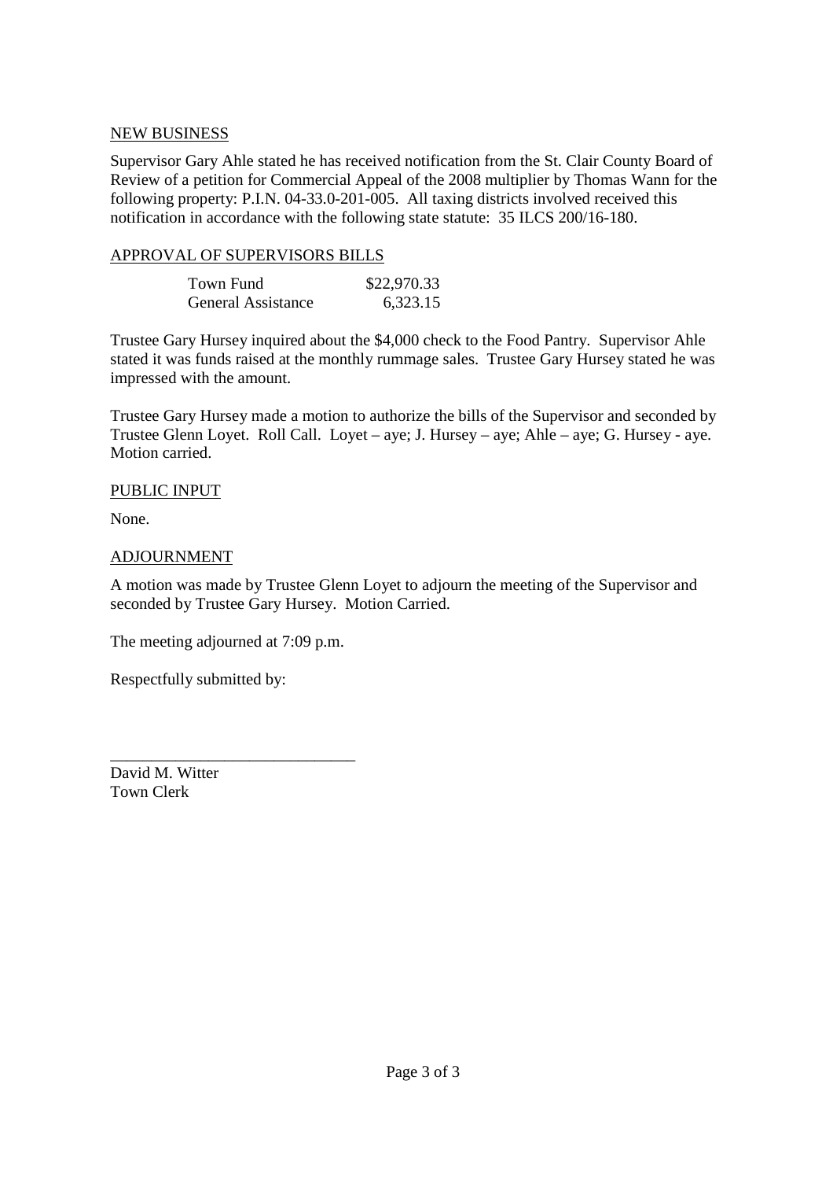## NEW BUSINESS

Supervisor Gary Ahle stated he has received notification from the St. Clair County Board of Review of a petition for Commercial Appeal of the 2008 multiplier by Thomas Wann for the following property: P.I.N. 04-33.0-201-005. All taxing districts involved received this notification in accordance with the following state statute: 35 ILCS 200/16-180.

## APPROVAL OF SUPERVISORS BILLS

| | |
|---|---|
| Town Fund | $22,970.33 |
| General Assistance | 6,323.15 |

Trustee Gary Hursey inquired about the $4,000 check to the Food Pantry. Supervisor Ahle stated it was funds raised at the monthly rummage sales. Trustee Gary Hursey stated he was impressed with the amount.

Trustee Gary Hursey made a motion to authorize the bills of the Supervisor and seconded by Trustee Glenn Loyet. Roll Call. Loyet – aye; J. Hursey – aye; Ahle – aye; G. Hursey - aye. Motion carried.

## PUBLIC INPUT

None.

## ADJOURNMENT

A motion was made by Trustee Glenn Loyet to adjourn the meeting of the Supervisor and seconded by Trustee Gary Hursey. Motion Carried.

The meeting adjourned at 7:09 p.m.

Respectfully submitted by:

_______________________________

David M. Witter
Town Clerk